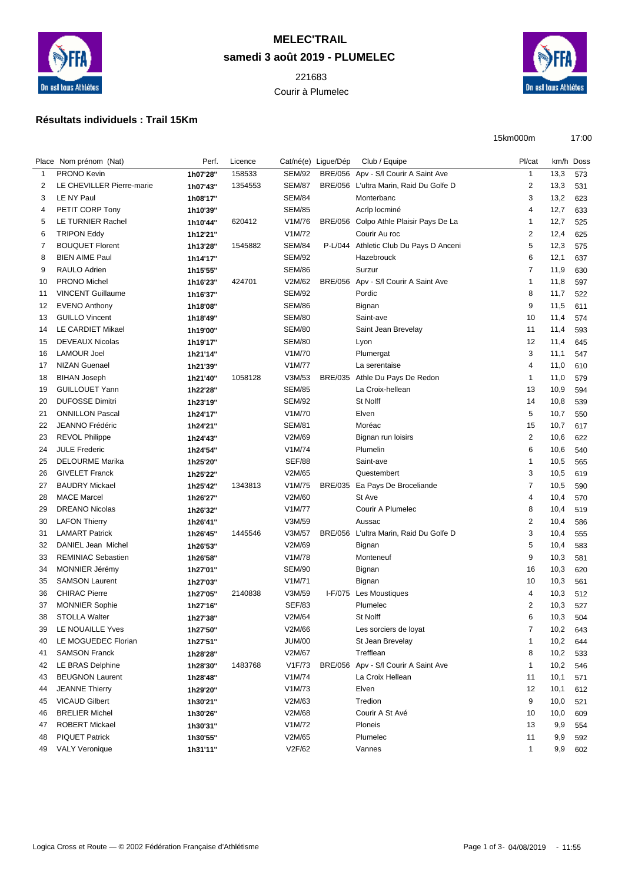# MELEC'TRAIL

## samedi 3 août 2019 - PLUMELEC

221683

Courir à Plumelec

### Résultats individuels : Trail 15Km

15km000m 17:00

| Place | Nom prénom (Nat) | Perf. | Licence | Cat/né(e) | Ligue/Dép | Club / Equipe | Pl/cat | km/h | Doss |
|---|---|---|---|---|---|---|---|---|---|
| 1 | PRONO Kevin | 1h07'28'' | 158533 | SEM/92 | BRE/056 | Apv - S/l Courir A Saint Ave | 1 | 13,3 | 573 |
| 2 | LE CHEVILLER Pierre-marie | 1h07'43'' | 1354553 | SEM/87 | BRE/056 | L'ultra Marin, Raid Du Golfe D | 2 | 13,3 | 531 |
| 3 | LE NY Paul | 1h08'17'' | | SEM/84 | | Monterbanc | 3 | 13,2 | 623 |
| 4 | PETIT CORP Tony | 1h10'39'' | | SEM/85 | | Acrlp locminé | 4 | 12,7 | 633 |
| 5 | LE TURNIER Rachel | 1h10'44'' | 620412 | V1M/76 | BRE/056 | Colpo Athle Plaisir Pays De La | 1 | 12,7 | 525 |
| 6 | TRIPON Eddy | 1h12'21'' | | V1M/72 | | Courir Au roc | 2 | 12,4 | 625 |
| 7 | BOUQUET Florent | 1h13'28'' | 1545882 | SEM/84 | P-L/044 | Athletic Club Du Pays D Anceni | 5 | 12,3 | 575 |
| 8 | BIEN AIME Paul | 1h14'17'' | | SEM/92 | | Hazebrouck | 6 | 12,1 | 637 |
| 9 | RAULO Adrien | 1h15'55'' | | SEM/86 | | Surzur | 7 | 11,9 | 630 |
| 10 | PRONO Michel | 1h16'23'' | 424701 | V2M/62 | BRE/056 | Apv - S/l Courir A Saint Ave | 1 | 11,8 | 597 |
| 11 | VINCENT Guillaume | 1h16'37'' | | SEM/92 | | Pordic | 8 | 11,7 | 522 |
| 12 | EVENO Anthony | 1h18'08'' | | SEM/86 | | Bignan | 9 | 11,5 | 611 |
| 13 | GUILLO Vincent | 1h18'49'' | | SEM/80 | | Saint-ave | 10 | 11,4 | 574 |
| 14 | LE CARDIET Mikael | 1h19'00'' | | SEM/80 | | Saint Jean Brevelay | 11 | 11,4 | 593 |
| 15 | DEVEAUX Nicolas | 1h19'17'' | | SEM/80 | | Lyon | 12 | 11,4 | 645 |
| 16 | LAMOUR Joel | 1h21'14'' | | V1M/70 | | Plumergat | 3 | 11,1 | 547 |
| 17 | NIZAN Guenael | 1h21'39'' | | V1M/77 | | La serentaise | 4 | 11,0 | 610 |
| 18 | BIHAN Joseph | 1h21'40'' | 1058128 | V3M/53 | BRE/035 | Athle Du Pays De Redon | 1 | 11,0 | 579 |
| 19 | GUILLOUET Yann | 1h22'28'' | | SEM/85 | | La Croix-hellean | 13 | 10,9 | 594 |
| 20 | DUFOSSE Dimitri | 1h23'19'' | | SEM/92 | | St Nolff | 14 | 10,8 | 539 |
| 21 | ONNILLON Pascal | 1h24'17'' | | V1M/70 | | Elven | 5 | 10,7 | 550 |
| 22 | JEANNO Frédéric | 1h24'21'' | | SEM/81 | | Moréac | 15 | 10,7 | 617 |
| 23 | REVOL Philippe | 1h24'43'' | | V2M/69 | | Bignan run loisirs | 2 | 10,6 | 622 |
| 24 | JULE Frederic | 1h24'54'' | | V1M/74 | | Plumelin | 6 | 10,6 | 540 |
| 25 | DELOURME Marika | 1h25'20'' | | SEF/88 | | Saint-ave | 1 | 10,5 | 565 |
| 26 | GIVELET Franck | 1h25'22'' | | V2M/65 | | Questembert | 3 | 10,5 | 619 |
| 27 | BAUDRY Mickael | 1h25'42'' | 1343813 | V1M/75 | BRE/035 | Ea Pays De Broceliande | 7 | 10,5 | 590 |
| 28 | MACE Marcel | 1h26'27'' | | V2M/60 | | St Ave | 4 | 10,4 | 570 |
| 29 | DREANO Nicolas | 1h26'32'' | | V1M/77 | | Courir A Plumelec | 8 | 10,4 | 519 |
| 30 | LAFON Thierry | 1h26'41'' | | V3M/59 | | Aussac | 2 | 10,4 | 586 |
| 31 | LAMART Patrick | 1h26'45'' | 1445546 | V3M/57 | BRE/056 | L'ultra Marin, Raid Du Golfe D | 3 | 10,4 | 555 |
| 32 | DANIEL Jean Michel | 1h26'53'' | | V2M/69 | | Bignan | 5 | 10,4 | 583 |
| 33 | REMINIAC Sebastien | 1h26'58'' | | V1M/78 | | Monteneuf | 9 | 10,3 | 581 |
| 34 | MONNIER Jérémy | 1h27'01'' | | SEM/90 | | Bignan | 16 | 10,3 | 620 |
| 35 | SAMSON Laurent | 1h27'03'' | | V1M/71 | | Bignan | 10 | 10,3 | 561 |
| 36 | CHIRAC Pierre | 1h27'05'' | 2140838 | V3M/59 | I-F/075 | Les Moustiques | 4 | 10,3 | 512 |
| 37 | MONNIER Sophie | 1h27'16'' | | SEF/83 | | Plumelec | 2 | 10,3 | 527 |
| 38 | STOLLA Walter | 1h27'38'' | | V2M/64 | | St Nolff | 6 | 10,3 | 504 |
| 39 | LE NOUAILLE Yves | 1h27'50'' | | V2M/66 | | Les sorciers de loyat | 7 | 10,2 | 643 |
| 40 | LE MOGUEDEC Florian | 1h27'51'' | | JUM/00 | | St Jean Brevelay | 1 | 10,2 | 644 |
| 41 | SAMSON Franck | 1h28'28'' | | V2M/67 | | Trefflean | 8 | 10,2 | 533 |
| 42 | LE BRAS Delphine | 1h28'30'' | 1483768 | V1F/73 | BRE/056 | Apv - S/l Courir A Saint Ave | 1 | 10,2 | 546 |
| 43 | BEUGNON Laurent | 1h28'48'' | | V1M/74 | | La Croix Hellean | 11 | 10,1 | 571 |
| 44 | JEANNE Thierry | 1h29'20'' | | V1M/73 | | Elven | 12 | 10,1 | 612 |
| 45 | VICAUD Gilbert | 1h30'21'' | | V2M/63 | | Tredion | 9 | 10,0 | 521 |
| 46 | BRELIER Michel | 1h30'26'' | | V2M/68 | | Courir A St Avé | 10 | 10,0 | 609 |
| 47 | ROBERT Mickael | 1h30'31'' | | V1M/72 | | Ploneis | 13 | 9,9 | 554 |
| 48 | PIQUET Patrick | 1h30'55'' | | V2M/65 | | Plumelec | 11 | 9,9 | 592 |
| 49 | VALY Veronique | 1h31'11'' | | V2F/62 | | Vannes | 1 | 9,9 | 602 |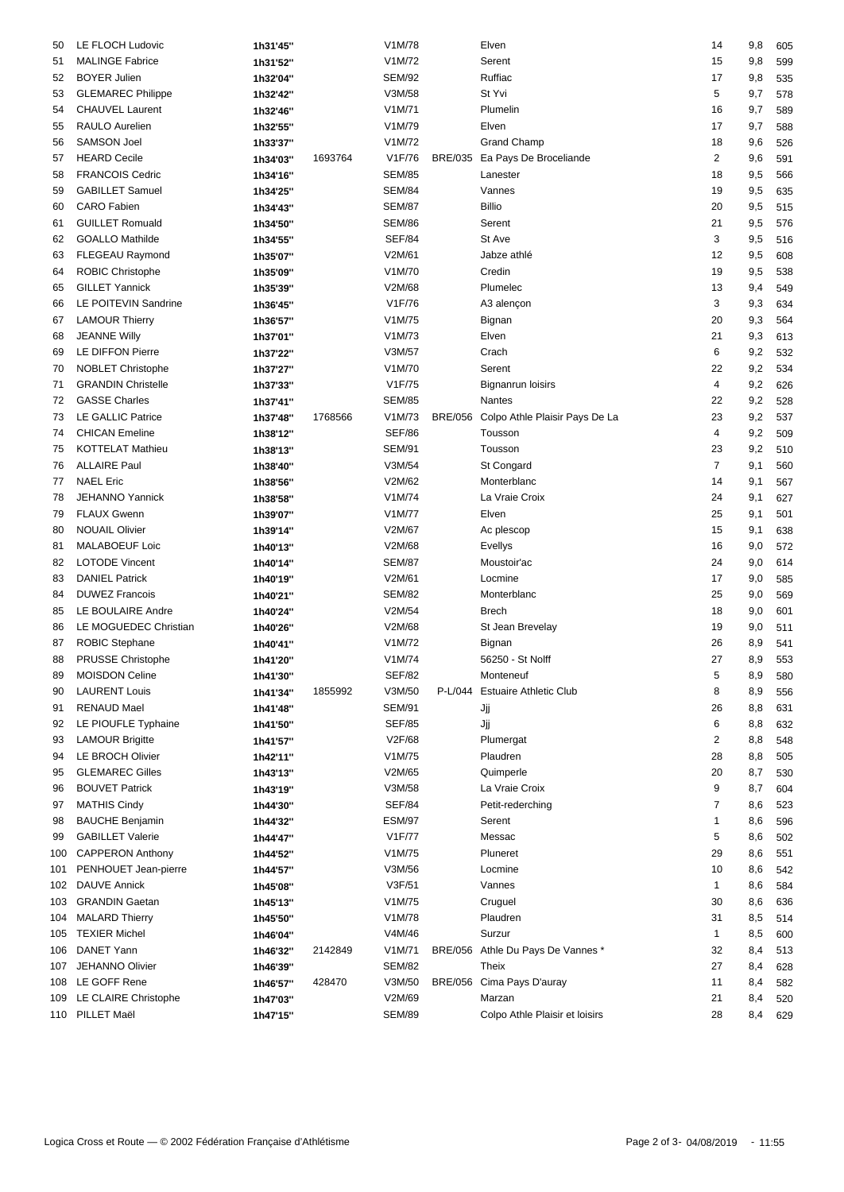| | | | | | | | | | |
|---|---|---|---|---|---|---|---|---|---|
| 50 | LE FLOCH Ludovic | 1h31'45'' | | V1M/78 | | Elven | 14 | 9,8 | 605 |
| 51 | MALINGE Fabrice | 1h31'52'' | | V1M/72 | | Serent | 15 | 9,8 | 599 |
| 52 | BOYER Julien | 1h32'04'' | | SEM/92 | | Ruffiac | 17 | 9,8 | 535 |
| 53 | GLEMAREC Philippe | 1h32'42'' | | V3M/58 | | St Yvi | 5 | 9,7 | 578 |
| 54 | CHAUVEL Laurent | 1h32'46'' | | V1M/71 | | Plumelin | 16 | 9,7 | 589 |
| 55 | RAULO Aurelien | 1h32'55'' | | V1M/79 | | Elven | 17 | 9,7 | 588 |
| 56 | SAMSON Joel | 1h33'37'' | | V1M/72 | | Grand Champ | 18 | 9,6 | 526 |
| 57 | HEARD Cecile | 1h34'03'' | 1693764 | V1F/76 | BRE/035 | Ea Pays De Broceliande | 2 | 9,6 | 591 |
| 58 | FRANCOIS Cedric | 1h34'16'' | | SEM/85 | | Lanester | 18 | 9,5 | 566 |
| 59 | GABILLET Samuel | 1h34'25'' | | SEM/84 | | Vannes | 19 | 9,5 | 635 |
| 60 | CARO Fabien | 1h34'43'' | | SEM/87 | | Billio | 20 | 9,5 | 515 |
| 61 | GUILLET Romuald | 1h34'50'' | | SEM/86 | | Serent | 21 | 9,5 | 576 |
| 62 | GOALLO Mathilde | 1h34'55'' | | SEF/84 | | St Ave | 3 | 9,5 | 516 |
| 63 | FLEGEAU Raymond | 1h35'07'' | | V2M/61 | | Jabze athlé | 12 | 9,5 | 608 |
| 64 | ROBIC Christophe | 1h35'09'' | | V1M/70 | | Credin | 19 | 9,5 | 538 |
| 65 | GILLET Yannick | 1h35'39'' | | V2M/68 | | Plumelec | 13 | 9,4 | 549 |
| 66 | LE POITEVIN Sandrine | 1h36'45'' | | V1F/76 | | A3 alençon | 3 | 9,3 | 634 |
| 67 | LAMOUR Thierry | 1h36'57'' | | V1M/75 | | Bignan | 20 | 9,3 | 564 |
| 68 | JEANNE Willy | 1h37'01'' | | V1M/73 | | Elven | 21 | 9,3 | 613 |
| 69 | LE DIFFON Pierre | 1h37'22'' | | V3M/57 | | Crach | 6 | 9,2 | 532 |
| 70 | NOBLET Christophe | 1h37'27'' | | V1M/70 | | Serent | 22 | 9,2 | 534 |
| 71 | GRANDIN Christelle | 1h37'33'' | | V1F/75 | | Bignanrun loisirs | 4 | 9,2 | 626 |
| 72 | GASSE Charles | 1h37'41'' | | SEM/85 | | Nantes | 22 | 9,2 | 528 |
| 73 | LE GALLIC Patrice | 1h37'48'' | 1768566 | V1M/73 | BRE/056 | Colpo Athle Plaisir Pays De La | 23 | 9,2 | 537 |
| 74 | CHICAN Emeline | 1h38'12'' | | SEF/86 | | Tousson | 4 | 9,2 | 509 |
| 75 | KOTTELAT Mathieu | 1h38'13'' | | SEM/91 | | Tousson | 23 | 9,2 | 510 |
| 76 | ALLAIRE Paul | 1h38'40'' | | V3M/54 | | St Congard | 7 | 9,1 | 560 |
| 77 | NAEL Eric | 1h38'56'' | | V2M/62 | | Monterblanc | 14 | 9,1 | 567 |
| 78 | JEHANNO Yannick | 1h38'58'' | | V1M/74 | | La Vraie Croix | 24 | 9,1 | 627 |
| 79 | FLAUX Gwenn | 1h39'07'' | | V1M/77 | | Elven | 25 | 9,1 | 501 |
| 80 | NOUAIL Olivier | 1h39'14'' | | V2M/67 | | Ac plescop | 15 | 9,1 | 638 |
| 81 | MALABOEUF Loic | 1h40'13'' | | V2M/68 | | Evellys | 16 | 9,0 | 572 |
| 82 | LOTODE Vincent | 1h40'14'' | | SEM/87 | | Moustoir'ac | 24 | 9,0 | 614 |
| 83 | DANIEL Patrick | 1h40'19'' | | V2M/61 | | Locmine | 17 | 9,0 | 585 |
| 84 | DUWEZ Francois | 1h40'21'' | | SEM/82 | | Monterblanc | 25 | 9,0 | 569 |
| 85 | LE BOULAIRE Andre | 1h40'24'' | | V2M/54 | | Brech | 18 | 9,0 | 601 |
| 86 | LE MOGUEDEC Christian | 1h40'26'' | | V2M/68 | | St Jean Brevelay | 19 | 9,0 | 511 |
| 87 | ROBIC Stephane | 1h40'41'' | | V1M/72 | | Bignan | 26 | 8,9 | 541 |
| 88 | PRUSSE Christophe | 1h41'20'' | | V1M/74 | | 56250 - St Nolff | 27 | 8,9 | 553 |
| 89 | MOISDON Celine | 1h41'30'' | | SEF/82 | | Monteneuf | 5 | 8,9 | 580 |
| 90 | LAURENT Louis | 1h41'34'' | 1855992 | V3M/50 | P-L/044 | Estuaire Athletic Club | 8 | 8,9 | 556 |
| 91 | RENAUD Mael | 1h41'48'' | | SEM/91 | | Jjj | 26 | 8,8 | 631 |
| 92 | LE PIOUFLE Typhaine | 1h41'50'' | | SEF/85 | | Jjj | 6 | 8,8 | 632 |
| 93 | LAMOUR Brigitte | 1h41'57'' | | V2F/68 | | Plumergat | 2 | 8,8 | 548 |
| 94 | LE BROCH Olivier | 1h42'11'' | | V1M/75 | | Plaudren | 28 | 8,8 | 505 |
| 95 | GLEMAREC Gilles | 1h43'13'' | | V2M/65 | | Quimperle | 20 | 8,7 | 530 |
| 96 | BOUVET Patrick | 1h43'19'' | | V3M/58 | | La Vraie Croix | 9 | 8,7 | 604 |
| 97 | MATHIS Cindy | 1h44'30'' | | SEF/84 | | Petit-rederching | 7 | 8,6 | 523 |
| 98 | BAUCHE Benjamin | 1h44'32'' | | ESM/97 | | Serent | 1 | 8,6 | 596 |
| 99 | GABILLET Valerie | 1h44'47'' | | V1F/77 | | Messac | 5 | 8,6 | 502 |
| 100 | CAPPERON Anthony | 1h44'52'' | | V1M/75 | | Pluneret | 29 | 8,6 | 551 |
| 101 | PENHOUET Jean-pierre | 1h44'57'' | | V3M/56 | | Locmine | 10 | 8,6 | 542 |
| 102 | DAUVE Annick | 1h45'08'' | | V3F/51 | | Vannes | 1 | 8,6 | 584 |
| 103 | GRANDIN Gaetan | 1h45'13'' | | V1M/75 | | Cruguel | 30 | 8,6 | 636 |
| 104 | MALARD Thierry | 1h45'50'' | | V1M/78 | | Plaudren | 31 | 8,5 | 514 |
| 105 | TEXIER Michel | 1h46'04'' | | V4M/46 | | Surzur | 1 | 8,5 | 600 |
| 106 | DANET Yann | 1h46'32'' | 2142849 | V1M/71 | BRE/056 | Athle Du Pays De Vannes * | 32 | 8,4 | 513 |
| 107 | JEHANNO Olivier | 1h46'39'' | | SEM/82 | | Theix | 27 | 8,4 | 628 |
| 108 | LE GOFF Rene | 1h46'57'' | 428470 | V3M/50 | BRE/056 | Cima Pays D'auray | 11 | 8,4 | 582 |
| 109 | LE CLAIRE Christophe | 1h47'03'' | | V2M/69 | | Marzan | 21 | 8,4 | 520 |
| 110 | PILLET Maël | 1h47'15'' | | SEM/89 | | Colpo Athle Plaisir et loisirs | 28 | 8,4 | 629 |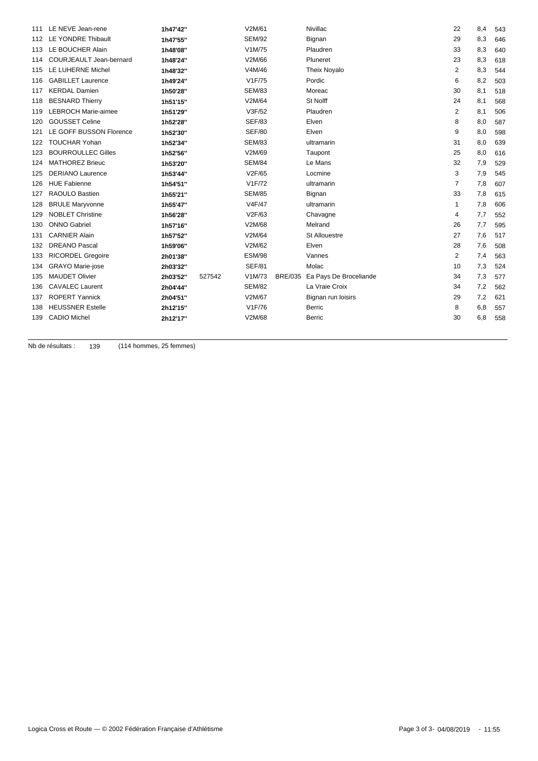| | | | | | | | | | | |
|---|---|---|---|---|---|---|---|---|---|---|
| 111 | LE NEVE Jean-rene | **1h47'42''** | | V2M/61 | | Nivillac | 22 | 8,4 | 543 |
| 112 | LE YONDRE Thibault | **1h47'55''** | | SEM/92 | | Bignan | 29 | 8,3 | 646 |
| 113 | LE BOUCHER Alain | **1h48'08''** | | V1M/75 | | Plaudren | 33 | 8,3 | 640 |
| 114 | COURJEAULT Jean-bernard | **1h48'24''** | | V2M/66 | | Pluneret | 23 | 8,3 | 618 |
| 115 | LE LUHERNE Michel | **1h48'32''** | | V4M/46 | | Theix Noyalo | 2 | 8,3 | 544 |
| 116 | GABILLET Laurence | **1h49'24''** | | V1F/75 | | Pordic | 6 | 8,2 | 503 |
| 117 | KERDAL Damien | **1h50'28''** | | SEM/83 | | Moreac | 30 | 8,1 | 518 |
| 118 | BESNARD Thierry | **1h51'15''** | | V2M/64 | | St Nolff | 24 | 8,1 | 568 |
| 119 | LEBROCH Marie-aimee | **1h51'29''** | | V3F/52 | | Plaudren | 2 | 8,1 | 506 |
| 120 | GOUSSET Celine | **1h52'28''** | | SEF/83 | | Elven | 8 | 8,0 | 587 |
| 121 | LE GOFF BUSSON Florence | **1h52'30''** | | SEF/80 | | Elven | 9 | 8,0 | 598 |
| 122 | TOUCHAR Yohan | **1h52'34''** | | SEM/83 | | ultramarin | 31 | 8,0 | 639 |
| 123 | BOURROULLEC Gilles | **1h52'56''** | | V2M/69 | | Taupont | 25 | 8,0 | 616 |
| 124 | MATHOREZ Brieuc | **1h53'20''** | | SEM/84 | | Le Mans | 32 | 7,9 | 529 |
| 125 | DERIANO Laurence | **1h53'44''** | | V2F/65 | | Locmine | 3 | 7,9 | 545 |
| 126 | HUE Fabienne | **1h54'51''** | | V1F/72 | | ultramarin | 7 | 7,8 | 607 |
| 127 | RAOULO Bastien | **1h55'21''** | | SEM/85 | | Bignan | 33 | 7,8 | 615 |
| 128 | BRULE Maryvonne | **1h55'47''** | | V4F/47 | | ultramarin | 1 | 7,8 | 606 |
| 129 | NOBLET Christine | **1h56'28''** | | V2F/63 | | Chavagne | 4 | 7,7 | 552 |
| 130 | ONNO Gabriel | **1h57'16''** | | V2M/68 | | Melrand | 26 | 7,7 | 595 |
| 131 | CARNIER Alain | **1h57'52''** | | V2M/64 | | St Allouestre | 27 | 7,6 | 517 |
| 132 | DREANO Pascal | **1h59'06''** | | V2M/62 | | Elven | 28 | 7,6 | 508 |
| 133 | RICORDEL Gregoire | **2h01'38''** | | ESM/98 | | Vannes | 2 | 7,4 | 563 |
| 134 | GRAYO Marie-jose | **2h03'32''** | | SEF/81 | | Molac | 10 | 7,3 | 524 |
| 135 | MAUDET Olivier | **2h03'52''** | 527542 | V1M/73 | BRE/035 | Ea Pays De Broceliande | 34 | 7,3 | 577 |
| 136 | CAVALEC Laurent | **2h04'44''** | | SEM/82 | | La Vraie Croix | 34 | 7,2 | 562 |
| 137 | ROPERT Yannick | **2h04'51''** | | V2M/67 | | Bignan run loisirs | 29 | 7,2 | 621 |
| 138 | HEUSSNER Estelle | **2h12'15''** | | V1F/76 | | Berric | 8 | 6,8 | 557 |
| 139 | CADIO Michel | **2h12'17''** | | V2M/68 | | Berric | 30 | 6,8 | 558 |

Nb de résultats : 139 (114 hommes, 25 femmes)

Logica Cross et Route — © 2002 Fédération Française d'Athlétisme